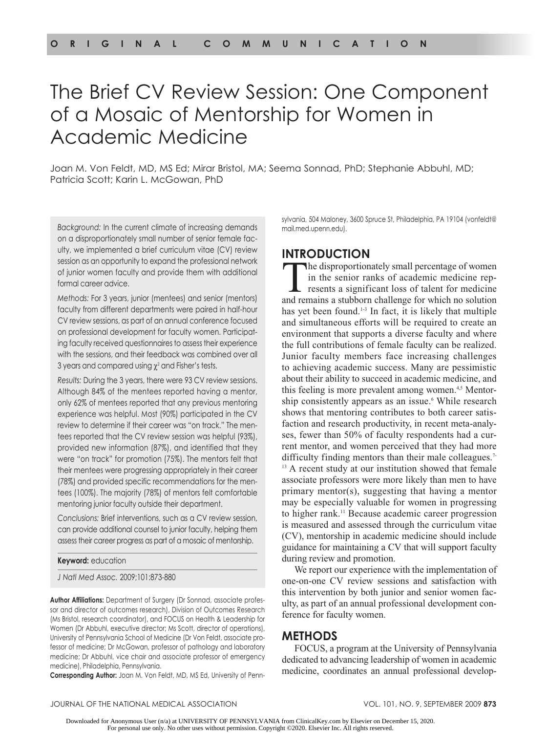ORIGINAL COMMUNICATION

# The Brief CV Review Session: One Component of a Mosaic of Mentorship for Women in Academic Medicine

Joan M. Von Feldt, MD, MS Ed; Mirar Bristol, MA; Seema Sonnad, PhD; Stephanie Abbuhl, MD; Patricia Scott; Karin L. McGowan, PhD

*Background:* In the current climate of increasing demands on a disproportionately small number of senior female faculty, we implemented a brief curriculum vitae (CV) review session as an opportunity to expand the professional network of junior women faculty and provide them with additional formal career advice.

*Methods:* For 3 years, junior (mentees) and senior (mentors) faculty from different departments were paired in half-hour CV review sessions, as part of an annual conference focused on professional development for faculty women. Participating faculty received questionnaires to assess their experience with the sessions, and their feedback was combined over all 3 years and compared using $\chi^2$ and Fisher's tests.

*Results:* During the 3 years, there were 93 CV review sessions. Although 84% of the mentees reported having a mentor, only 62% of mentees reported that any previous mentoring experience was helpful. Most (90%) participated in the CV review to determine if their career was "on track." The mentees reported that the CV review session was helpful (93%), provided new information (87%), and identified that they were "on track" for promotion (75%). The mentors felt that their mentees were progressing appropriately in their career (78%) and provided specific recommendations for the mentees (100%). The majority (78%) of mentors felt comfortable mentoring junior faculty outside their department.

*Conclusions:* Brief interventions, such as a CV review session, can provide additional counsel to junior faculty, helping them assess their career progress as part of a mosaic of mentorship.

**Keyword:** education

*J Natl Med Assoc.* 2009;101:873-880

**Author Affiliations:** Department of Surgery (Dr Sonnad, associate professor and director of outcomes research), Division of Outcomes Research (Ms Bristol, research coordinator), and FOCUS on Health & Leadership for Women (Dr Abbuhl, executive director; Ms Scott, director of operations), University of Pennsylvania School of Medicine (Dr Von Feldt, associate professor of medicine; Dr McGowan, professor of pathology and laboratory medicine; Dr Abbuhl, vice chair and associate professor of emergency medicine), Philadelphia, Pennsylvania.

**Corresponding Author:** Joan M. Von Feldt, MD, MS Ed, University of Pennsylvania, 504 Maloney, 3600 Spruce St, Philadelphia, PA 19104 (vonfeldt@mail.med.upenn.edu).

## INTRODUCTION

The disproportionately small percentage of women in the senior ranks of academic medicine represents a significant loss of talent for medicine and remains a stubborn challenge for which no solution has yet been found.[1-3] In fact, it is likely that multiple and simultaneous efforts will be required to create an environment that supports a diverse faculty and where the full contributions of female faculty can be realized. Junior faculty members face increasing challenges to achieving academic success. Many are pessimistic about their ability to succeed in academic medicine, and this feeling is more prevalent among women.[4,5] Mentorship consistently appears as an issue.[6] While research shows that mentoring contributes to both career satisfaction and research productivity, in recent meta-analyses, fewer than 50% of faculty respondents had a current mentor, and women perceived that they had more difficulty finding mentors than their male colleagues.[7-13] A recent study at our institution showed that female associate professors were more likely than men to have primary mentor(s), suggesting that having a mentor may be especially valuable for women in progressing to higher rank.[11] Because academic career progression is measured and assessed through the curriculum vitae (CV), mentorship in academic medicine should include guidance for maintaining a CV that will support faculty during review and promotion.

We report our experience with the implementation of one-on-one CV review sessions and satisfaction with this intervention by both junior and senior women faculty, as part of an annual professional development conference for faculty women.

## METHODS

FOCUS, a program at the University of Pennsylvania dedicated to advancing leadership of women in academic medicine, coordinates an annual professional develop-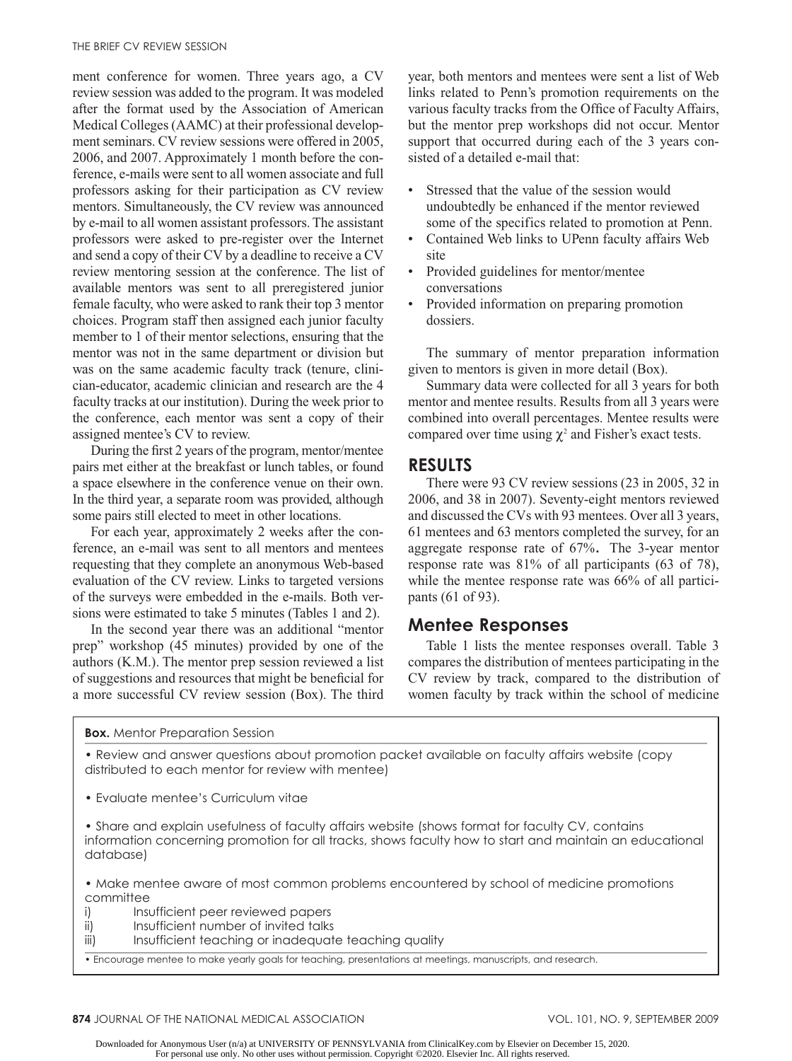ment conference for women. Three years ago, a CV review session was added to the program. It was modeled after the format used by the Association of American Medical Colleges (AAMC) at their professional development seminars. CV review sessions were offered in 2005, 2006, and 2007. Approximately 1 month before the conference, e-mails were sent to all women associate and full professors asking for their participation as CV review mentors. Simultaneously, the CV review was announced by e-mail to all women assistant professors. The assistant professors were asked to pre-register over the Internet and send a copy of their CV by a deadline to receive a CV review mentoring session at the conference. The list of available mentors was sent to all preregistered junior female faculty, who were asked to rank their top 3 mentor choices. Program staff then assigned each junior faculty member to 1 of their mentor selections, ensuring that the mentor was not in the same department or division but was on the same academic faculty track (tenure, clinician-educator, academic clinician and research are the 4 faculty tracks at our institution). During the week prior to the conference, each mentor was sent a copy of their assigned mentee's CV to review.

During the first 2 years of the program, mentor/mentee pairs met either at the breakfast or lunch tables, or found a space elsewhere in the conference venue on their own. In the third year, a separate room was provided, although some pairs still elected to meet in other locations.

For each year, approximately 2 weeks after the conference, an e-mail was sent to all mentors and mentees requesting that they complete an anonymous Web-based evaluation of the CV review. Links to targeted versions of the surveys were embedded in the e-mails. Both versions were estimated to take 5 minutes (Tables 1 and 2).

In the second year there was an additional "mentor prep" workshop (45 minutes) provided by one of the authors (K.M.). The mentor prep session reviewed a list of suggestions and resources that might be beneficial for a more successful CV review session (Box). The third year, both mentors and mentees were sent a list of Web links related to Penn's promotion requirements on the various faculty tracks from the Office of Faculty Affairs, but the mentor prep workshops did not occur. Mentor support that occurred during each of the 3 years consisted of a detailed e-mail that:

- Stressed that the value of the session would undoubtedly be enhanced if the mentor reviewed some of the specifics related to promotion at Penn.
- Contained Web links to UPenn faculty affairs Web site
- Provided guidelines for mentor/mentee conversations
- Provided information on preparing promotion dossiers.

The summary of mentor preparation information given to mentors is given in more detail (Box).

Summary data were collected for all 3 years for both mentor and mentee results. Results from all 3 years were combined into overall percentages. Mentee results were compared over time using $\chi^2$ and Fisher's exact tests.

## RESULTS

There were 93 CV review sessions (23 in 2005, 32 in 2006, and 38 in 2007). Seventy-eight mentors reviewed and discussed the CVs with 93 mentees. Over all 3 years, 61 mentees and 63 mentors completed the survey, for an aggregate response rate of 67%**.** The 3-year mentor response rate was 81% of all participants (63 of 78), while the mentee response rate was 66% of all participants (61 of 93).

## Mentee Responses

Table 1 lists the mentee responses overall. Table 3 compares the distribution of mentees participating in the CV review by track, compared to the distribution of women faculty by track within the school of medicine

**Box.** Mentor Preparation Session

- Review and answer questions about promotion packet available on faculty affairs website (copy distributed to each mentor for review with mentee)
- Evaluate mentee's Curriculum vitae
- Share and explain usefulness of faculty affairs website (shows format for faculty CV, contains information concerning promotion for all tracks, shows faculty how to start and maintain an educational database)
- Make mentee aware of most common problems encountered by school of medicine promotions committee
  - i) Insufficient peer reviewed papers
  - ii) Insufficient number of invited talks
  - iii) Insufficient teaching or inadequate teaching quality
- Encourage mentee to make yearly goals for teaching, presentations at meetings, manuscripts, and research.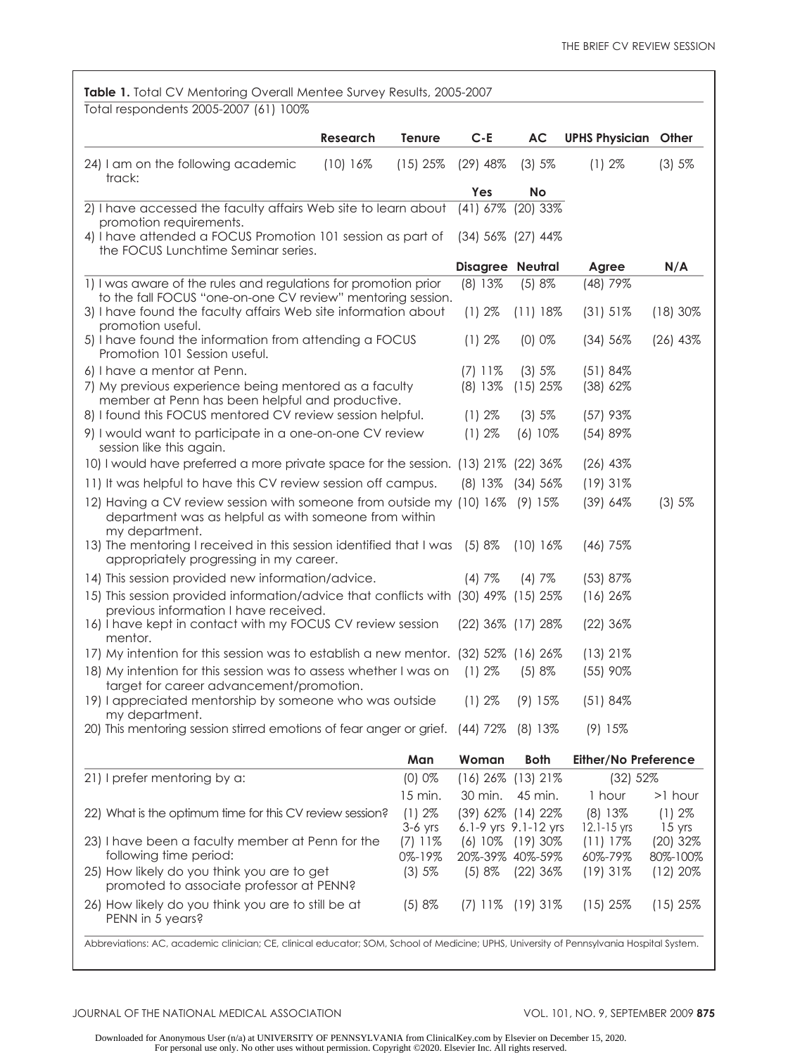**Table 1.** Total CV Mentoring Overall Mentee Survey Results, 2005-2007

Total respondents 2005-2007 (61) 100%

| | Research | Tenure | C-E | AC | UPHS Physician | Other |
|---|---|---|---|---|---|---|
| 24) I am on the following academic track: | (10) 16% | (15) 25% | (29) 48% | (3) 5% | (1) 2% | (3) 5% |
| | | | **Yes** | **No** | | |
| 2) I have accessed the faculty affairs Web site to learn about promotion requirements. | | | (41) 67% | (20) 33% | | |
| 4) I have attended a FOCUS Promotion 101 session as part of the FOCUS Lunchtime Seminar series. | | | (34) 56% | (27) 44% | | |
| | | | **Disagree** | **Neutral** | **Agree** | **N/A** |
| 1) I was aware of the rules and regulations for promotion prior to the fall FOCUS "one-on-one CV review" mentoring session. | | | (8) 13% | (5) 8% | (48) 79% | |
| 3) I have found the faculty affairs Web site information about promotion useful. | | | (1) 2% | (11) 18% | (31) 51% | (18) 30% |
| 5) I have found the information from attending a FOCUS Promotion 101 Session useful. | | | (1) 2% | (0) 0% | (34) 56% | (26) 43% |
| 6) I have a mentor at Penn. | | | (7) 11% | (3) 5% | (51) 84% | |
| 7) My previous experience being mentored as a faculty member at Penn has been helpful and productive. | | | (8) 13% | (15) 25% | (38) 62% | |
| 8) I found this FOCUS mentored CV review session helpful. | | | (1) 2% | (3) 5% | (57) 93% | |
| 9) I would want to participate in a one-on-one CV review session like this again. | | | (1) 2% | (6) 10% | (54) 89% | |
| 10) I would have preferred a more private space for the session. | | | (13) 21% | (22) 36% | (26) 43% | |
| 11) It was helpful to have this CV review session off campus. | | | (8) 13% | (34) 56% | (19) 31% | |
| 12) Having a CV review session with someone from outside my department was as helpful as with someone from within my department. | | | (10) 16% | (9) 15% | (39) 64% | (3) 5% |
| 13) The mentoring I received in this session identified that I was appropriately progressing in my career. | | | (5) 8% | (10) 16% | (46) 75% | |
| 14) This session provided new information/advice. | | | (4) 7% | (4) 7% | (53) 87% | |
| 15) This session provided information/advice that conflicts with previous information I have received. | | | (30) 49% | (15) 25% | (16) 26% | |
| 16) I have kept in contact with my FOCUS CV review session mentor. | | | (22) 36% | (17) 28% | (22) 36% | |
| 17) My intention for this session was to establish a new mentor. | | | (32) 52% | (16) 26% | (13) 21% | |
| 18) My intention for this session was to assess whether I was on target for career advancement/promotion. | | | (1) 2% | (5) 8% | (55) 90% | |
| 19) I appreciated mentorship by someone who was outside my department. | | | (1) 2% | (9) 15% | (51) 84% | |
| 20) This mentoring session stirred emotions of fear anger or grief. | | | (44) 72% | (8) 13% | (9) 15% | |

| | Man | Woman | Both | Either/No Preference | |
|---|---|---|---|---|---|
| 21) I prefer mentoring by a: | (0) 0% | (16) 26% | (13) 21% | (32) 52% | |
| | 15 min. | 30 min. | 45 min. | 1 hour | >1 hour |
| 22) What is the optimum time for this CV review session? | (1) 2% | (39) 62% | (14) 22% | (8) 13% | (1) 2% |
| | 3-6 yrs | 6.1-9 yrs | 9.1-12 yrs | 12.1-15 yrs | 15 yrs |
| 23) I have been a faculty member at Penn for the following time period: | (7) 11% | (6) 10% | (19) 30% | (11) 17% | (20) 32% |
| | 0%-19% | 20%-39% | 40%-59% | 60%-79% | 80%-100% |
| 25) How likely do you think you are to get promoted to associate professor at PENN? | (3) 5% | (5) 8% | (22) 36% | (19) 31% | (12) 20% |
| 26) How likely do you think you are to still be at PENN in 5 years? | (5) 8% | (7) 11% | (19) 31% | (15) 25% | (15) 25% |

Abbreviations: AC, academic clinician; CE, clinical educator; SOM, School of Medicine; UPHS, University of Pennsylvania Hospital System.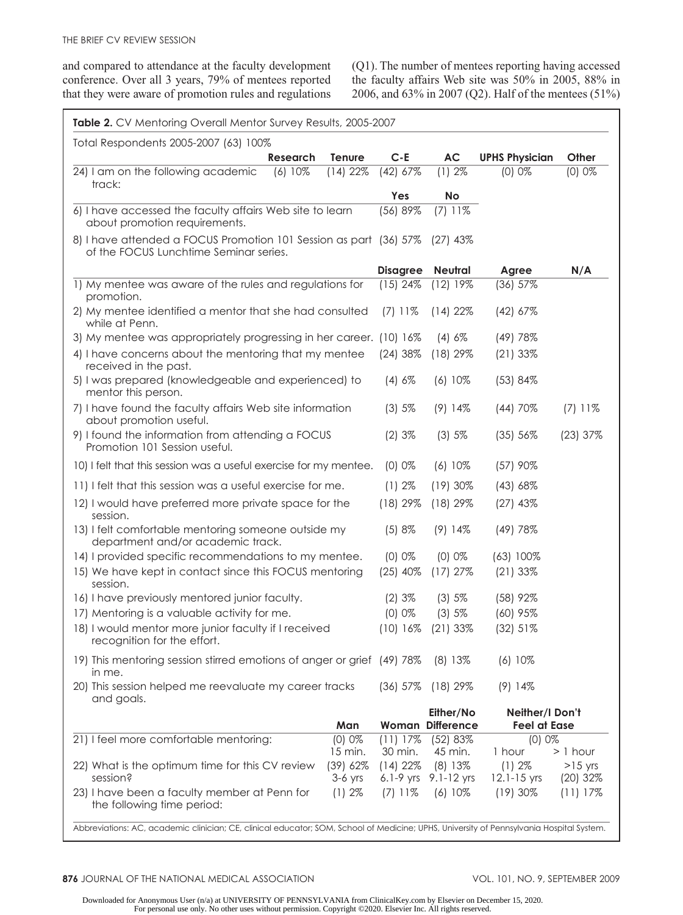and compared to attendance at the faculty development conference. Over all 3 years, 79% of mentees reported that they were aware of promotion rules and regulations (Q1). The number of mentees reporting having accessed the faculty affairs Web site was 50% in 2005, 88% in 2006, and 63% in 2007 (Q2). Half of the mentees (51%)

**Table 2.** CV Mentoring Overall Mentor Survey Results, 2005-2007

| Total Respondents 2005-2007 (63) 100% | | | | | | |
|---|---|---|---|---|---|---|
| | **Research** | **Tenure** | **C-E** | **AC** | **UPHS Physician** | **Other** |
| 24) I am on the following academic track: | (6) 10% | (14) 22% | (42) 67% | (1) 2% | (0) 0% | (0) 0% |
| | | | **Yes** | **No** | | |
| 6) I have accessed the faculty affairs Web site to learn about promotion requirements. | | | (56) 89% | (7) 11% | | |
| 8) I have attended a FOCUS Promotion 101 Session as part of the FOCUS Lunchtime Seminar series. | | | (36) 57% | (27) 43% | | |
| | | | **Disagree** | **Neutral** | **Agree** | **N/A** |
| 1) My mentee was aware of the rules and regulations for promotion. | | | (15) 24% | (12) 19% | (36) 57% | |
| 2) My mentee identified a mentor that she had consulted while at Penn. | | | (7) 11% | (14) 22% | (42) 67% | |
| 3) My mentee was appropriately progressing in her career. | | | (10) 16% | (4) 6% | (49) 78% | |
| 4) I have concerns about the mentoring that my mentee received in the past. | | | (24) 38% | (18) 29% | (21) 33% | |
| 5) I was prepared (knowledgeable and experienced) to mentor this person. | | | (4) 6% | (6) 10% | (53) 84% | |
| 7) I have found the faculty affairs Web site information about promotion useful. | | | (3) 5% | (9) 14% | (44) 70% | (7) 11% |
| 9) I found the information from attending a FOCUS Promotion 101 Session useful. | | | (2) 3% | (3) 5% | (35) 56% | (23) 37% |
| 10) I felt that this session was a useful exercise for my mentee. | | | (0) 0% | (6) 10% | (57) 90% | |
| 11) I felt that this session was a useful exercise for me. | | | (1) 2% | (19) 30% | (43) 68% | |
| 12) I would have preferred more private space for the session. | | | (18) 29% | (18) 29% | (27) 43% | |
| 13) I felt comfortable mentoring someone outside my department and/or academic track. | | | (5) 8% | (9) 14% | (49) 78% | |
| 14) I provided specific recommendations to my mentee. | | | (0) 0% | (0) 0% | (63) 100% | |
| 15) We have kept in contact since this FOCUS mentoring session. | | | (25) 40% | (17) 27% | (21) 33% | |
| 16) I have previously mentored junior faculty. | | | (2) 3% | (3) 5% | (58) 92% | |
| 17) Mentoring is a valuable activity for me. | | | (0) 0% | (3) 5% | (60) 95% | |
| 18) I would mentor more junior faculty if I received recognition for the effort. | | | (10) 16% | (21) 33% | (32) 51% | |
| 19) This mentoring session stirred emotions of anger or grief in me. | | | (49) 78% | (8) 13% | (6) 10% | |
| 20) This session helped me reevaluate my career tracks and goals. | | | (36) 57% | (18) 29% | (9) 14% | |
| | | **Man** | **Woman** | **Either/No Difference** | **Neither/I Don't Feel at Ease** | |
| 21) I feel more comfortable mentoring: | | (0) 0% | (11) 17% | (52) 83% | (0) 0% | |
| | | 15 min. | 30 min. | 45 min. | 1 hour | > 1 hour |
| 22) What is the optimum time for this CV review session? | | (39) 62% | (14) 22% | (8) 13% | (1) 2% | |
| | | 3-6 yrs | 6.1-9 yrs | 9.1-12 yrs | 12.1-15 yrs | >15 yrs |
| 23) I have been a faculty member at Penn for the following time period: | | (1) 2% | (7) 11% | (6) 10% | (19) 30% | (20) 32% (11) 17% |

Abbreviations: AC, academic clinician; CE, clinical educator; SOM, School of Medicine; UPHS, University of Pennsylvania Hospital System.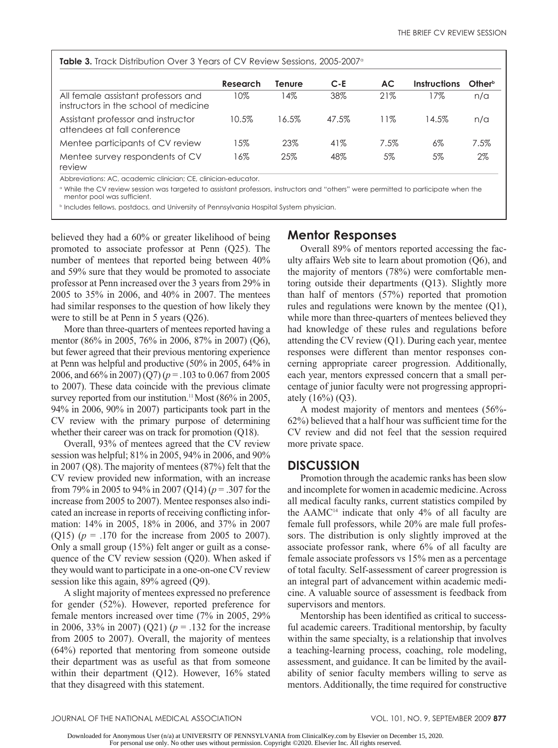**Table 3.** Track Distribution Over 3 Years of CV Review Sessions, 2005-2007[a]

| | Research | Tenure | C-E | AC | Instructions | Other[b] |
|---|---|---|---|---|---|---|
| All female assistant professors and instructors in the school of medicine | 10% | 14% | 38% | 21% | 17% | n/a |
| Assistant professor and instructor attendees at fall conference | 10.5% | 16.5% | 47.5% | 11% | 14.5% | n/a |
| Mentee participants of CV review | 15% | 23% | 41% | 7.5% | 6% | 7.5% |
| Mentee survey respondents of CV review | 16% | 25% | 48% | 5% | 5% | 2% |

Abbreviations: AC, academic clinician; CE, clinician-educator.

[a] While the CV review session was targeted to assistant professors, instructors and "others" were permitted to participate when the mentor pool was sufficient.

[b] Includes fellows, postdocs, and University of Pennsylvania Hospital System physician.

believed they had a 60% or greater likelihood of being promoted to associate professor at Penn (Q25). The number of mentees that reported being between 40% and 59% sure that they would be promoted to associate professor at Penn increased over the 3 years from 29% in 2005 to 35% in 2006, and 40% in 2007. The mentees had similar responses to the question of how likely they were to still be at Penn in 5 years (Q26).

More than three-quarters of mentees reported having a mentor (86% in 2005, 76% in 2006, 87% in 2007) (Q6), but fewer agreed that their previous mentoring experience at Penn was helpful and productive (50% in 2005, 64% in 2006, and 66% in 2007) (Q7) ($p = .103$ to 0.067 from 2005 to 2007). These data coincide with the previous climate survey reported from our institution.[11] Most (86% in 2005, 94% in 2006, 90% in 2007) participants took part in the CV review with the primary purpose of determining whether their career was on track for promotion (Q18).

Overall, 93% of mentees agreed that the CV review session was helpful; 81% in 2005, 94% in 2006, and 90% in 2007 (Q8). The majority of mentees (87%) felt that the CV review provided new information, with an increase from 79% in 2005 to 94% in 2007 (Q14) ($p = .307$ for the increase from 2005 to 2007). Mentee responses also indicated an increase in reports of receiving conflicting information: 14% in 2005, 18% in 2006, and 37% in 2007 (Q15) ($p = .170$ for the increase from 2005 to 2007). Only a small group (15%) felt anger or guilt as a consequence of the CV review session (Q20). When asked if they would want to participate in a one-on-one CV review session like this again, 89% agreed (Q9).

A slight majority of mentees expressed no preference for gender (52%). However, reported preference for female mentors increased over time (7% in 2005, 29% in 2006, 33% in 2007) (Q21) ($p = .132$ for the increase from 2005 to 2007). Overall, the majority of mentees (64%) reported that mentoring from someone outside their department was as useful as that from someone within their department (Q12). However, 16% stated that they disagreed with this statement.

## Mentor Responses

Overall 89% of mentors reported accessing the faculty affairs Web site to learn about promotion (Q6), and the majority of mentors (78%) were comfortable mentoring outside their departments (Q13). Slightly more than half of mentors (57%) reported that promotion rules and regulations were known by the mentee (Q1), while more than three-quarters of mentees believed they had knowledge of these rules and regulations before attending the CV review (Q1). During each year, mentee responses were different than mentor responses concerning appropriate career progression. Additionally, each year, mentors expressed concern that a small percentage of junior faculty were not progressing appropriately (16%) (Q3).

A modest majority of mentors and mentees (56%-62%) believed that a half hour was sufficient time for the CV review and did not feel that the session required more private space.

## DISCUSSION

Promotion through the academic ranks has been slow and incomplete for women in academic medicine. Across all medical faculty ranks, current statistics compiled by the AAMC[14] indicate that only 4% of all faculty are female full professors, while 20% are male full professors. The distribution is only slightly improved at the associate professor rank, where 6% of all faculty are female associate professors vs 15% men as a percentage of total faculty. Self-assessment of career progression is an integral part of advancement within academic medicine. A valuable source of assessment is feedback from supervisors and mentors.

Mentorship has been identified as critical to successful academic careers. Traditional mentorship, by faculty within the same specialty, is a relationship that involves a teaching-learning process, coaching, role modeling, assessment, and guidance. It can be limited by the availability of senior faculty members willing to serve as mentors. Additionally, the time required for constructive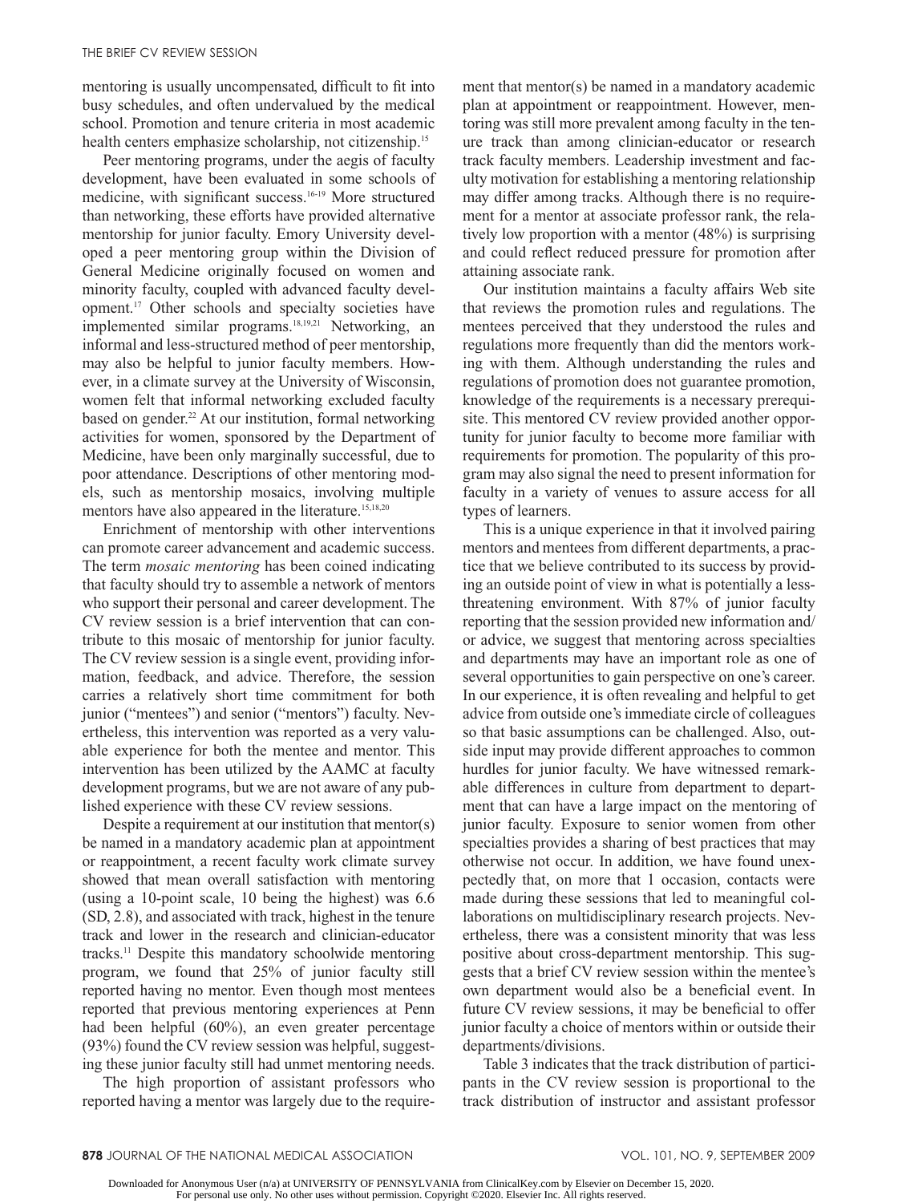mentoring is usually uncompensated, difficult to fit into busy schedules, and often undervalued by the medical school. Promotion and tenure criteria in most academic health centers emphasize scholarship, not citizenship.[15]

Peer mentoring programs, under the aegis of faculty development, have been evaluated in some schools of medicine, with significant success.[16-19] More structured than networking, these efforts have provided alternative mentorship for junior faculty. Emory University developed a peer mentoring group within the Division of General Medicine originally focused on women and minority faculty, coupled with advanced faculty development.[17] Other schools and specialty societies have implemented similar programs.[18,19,21] Networking, an informal and less-structured method of peer mentorship, may also be helpful to junior faculty members. However, in a climate survey at the University of Wisconsin, women felt that informal networking excluded faculty based on gender.[22] At our institution, formal networking activities for women, sponsored by the Department of Medicine, have been only marginally successful, due to poor attendance. Descriptions of other mentoring models, such as mentorship mosaics, involving multiple mentors have also appeared in the literature.[15,18,20]

Enrichment of mentorship with other interventions can promote career advancement and academic success. The term *mosaic mentoring* has been coined indicating that faculty should try to assemble a network of mentors who support their personal and career development. The CV review session is a brief intervention that can contribute to this mosaic of mentorship for junior faculty. The CV review session is a single event, providing information, feedback, and advice. Therefore, the session carries a relatively short time commitment for both junior ("mentees") and senior ("mentors") faculty. Nevertheless, this intervention was reported as a very valuable experience for both the mentee and mentor. This intervention has been utilized by the AAMC at faculty development programs, but we are not aware of any published experience with these CV review sessions.

Despite a requirement at our institution that mentor(s) be named in a mandatory academic plan at appointment or reappointment, a recent faculty work climate survey showed that mean overall satisfaction with mentoring (using a 10-point scale, 10 being the highest) was 6.6 (SD, 2.8), and associated with track, highest in the tenure track and lower in the research and clinician-educator tracks.[11] Despite this mandatory schoolwide mentoring program, we found that 25% of junior faculty still reported having no mentor. Even though most mentees reported that previous mentoring experiences at Penn had been helpful (60%), an even greater percentage (93%) found the CV review session was helpful, suggesting these junior faculty still had unmet mentoring needs.

The high proportion of assistant professors who reported having a mentor was largely due to the requirement that mentor(s) be named in a mandatory academic plan at appointment or reappointment. However, mentoring was still more prevalent among faculty in the tenure track than among clinician-educator or research track faculty members. Leadership investment and faculty motivation for establishing a mentoring relationship may differ among tracks. Although there is no requirement for a mentor at associate professor rank, the relatively low proportion with a mentor (48%) is surprising and could reflect reduced pressure for promotion after attaining associate rank.

Our institution maintains a faculty affairs Web site that reviews the promotion rules and regulations. The mentees perceived that they understood the rules and regulations more frequently than did the mentors working with them. Although understanding the rules and regulations of promotion does not guarantee promotion, knowledge of the requirements is a necessary prerequisite. This mentored CV review provided another opportunity for junior faculty to become more familiar with requirements for promotion. The popularity of this program may also signal the need to present information for faculty in a variety of venues to assure access for all types of learners.

This is a unique experience in that it involved pairing mentors and mentees from different departments, a practice that we believe contributed to its success by providing an outside point of view in what is potentially a less-threatening environment. With 87% of junior faculty reporting that the session provided new information and/or advice, we suggest that mentoring across specialties and departments may have an important role as one of several opportunities to gain perspective on one's career. In our experience, it is often revealing and helpful to get advice from outside one's immediate circle of colleagues so that basic assumptions can be challenged. Also, outside input may provide different approaches to common hurdles for junior faculty. We have witnessed remarkable differences in culture from department to department that can have a large impact on the mentoring of junior faculty. Exposure to senior women from other specialties provides a sharing of best practices that may otherwise not occur. In addition, we have found unexpectedly that, on more that 1 occasion, contacts were made during these sessions that led to meaningful collaborations on multidisciplinary research projects. Nevertheless, there was a consistent minority that was less positive about cross-department mentorship. This suggests that a brief CV review session within the mentee's own department would also be a beneficial event. In future CV review sessions, it may be beneficial to offer junior faculty a choice of mentors within or outside their departments/divisions.

Table 3 indicates that the track distribution of participants in the CV review session is proportional to the track distribution of instructor and assistant professor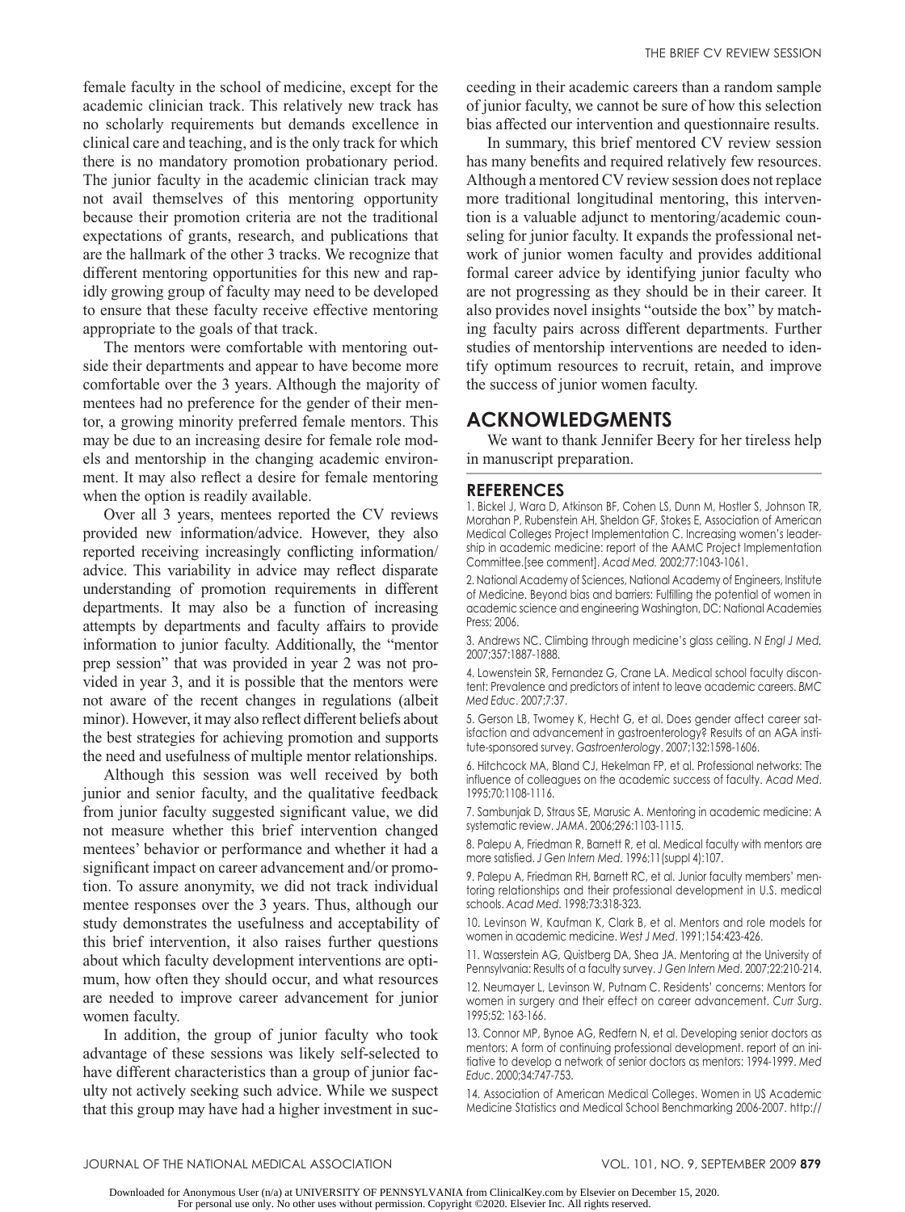female faculty in the school of medicine, except for the academic clinician track. This relatively new track has no scholarly requirements but demands excellence in clinical care and teaching, and is the only track for which there is no mandatory promotion probationary period. The junior faculty in the academic clinician track may not avail themselves of this mentoring opportunity because their promotion criteria are not the traditional expectations of grants, research, and publications that are the hallmark of the other 3 tracks. We recognize that different mentoring opportunities for this new and rapidly growing group of faculty may need to be developed to ensure that these faculty receive effective mentoring appropriate to the goals of that track.

The mentors were comfortable with mentoring outside their departments and appear to have become more comfortable over the 3 years. Although the majority of mentees had no preference for the gender of their mentor, a growing minority preferred female mentors. This may be due to an increasing desire for female role models and mentorship in the changing academic environment. It may also reflect a desire for female mentoring when the option is readily available.

Over all 3 years, mentees reported the CV reviews provided new information/advice. However, they also reported receiving increasingly conflicting information/advice. This variability in advice may reflect disparate understanding of promotion requirements in different departments. It may also be a function of increasing attempts by departments and faculty affairs to provide information to junior faculty. Additionally, the "mentor prep session" that was provided in year 2 was not provided in year 3, and it is possible that the mentors were not aware of the recent changes in regulations (albeit minor). However, it may also reflect different beliefs about the best strategies for achieving promotion and supports the need and usefulness of multiple mentor relationships.

Although this session was well received by both junior and senior faculty, and the qualitative feedback from junior faculty suggested significant value, we did not measure whether this brief intervention changed mentees' behavior or performance and whether it had a significant impact on career advancement and/or promotion. To assure anonymity, we did not track individual mentee responses over the 3 years. Thus, although our study demonstrates the usefulness and acceptability of this brief intervention, it also raises further questions about which faculty development interventions are optimum, how often they should occur, and what resources are needed to improve career advancement for junior women faculty.

In addition, the group of junior faculty who took advantage of these sessions was likely self-selected to have different characteristics than a group of junior faculty not actively seeking such advice. While we suspect that this group may have had a higher investment in succeeding in their academic careers than a random sample of junior faculty, we cannot be sure of how this selection bias affected our intervention and questionnaire results.

In summary, this brief mentored CV review session has many benefits and required relatively few resources. Although a mentored CV review session does not replace more traditional longitudinal mentoring, this intervention is a valuable adjunct to mentoring/academic counseling for junior faculty. It expands the professional network of junior women faculty and provides additional formal career advice by identifying junior faculty who are not progressing as they should be in their career. It also provides novel insights "outside the box" by matching faculty pairs across different departments. Further studies of mentorship interventions are needed to identify optimum resources to recruit, retain, and improve the success of junior women faculty.

## ACKNOWLEDGMENTS

We want to thank Jennifer Beery for her tireless help in manuscript preparation.

## REFERENCES

1. Bickel J, Wara D, Atkinson BF, Cohen LS, Dunn M, Hostler S, Johnson TR, Morahan P, Rubenstein AH, Sheldon GF, Stokes E, Association of American Medical Colleges Project Implementation C. Increasing women's leadership in academic medicine: report of the AAMC Project Implementation Committee.[see comment]. *Acad Med.* 2002;77:1043-1061.

2. National Academy of Sciences, National Academy of Engineers, Institute of Medicine. Beyond bias and barriers: Fulfilling the potential of women in academic science and engineering Washington, DC: National Academies Press; 2006.

3. Andrews NC. Climbing through medicine's glass ceiling. *N Engl J Med.* 2007;357:1887-1888.

4. Lowenstein SR, Fernandez G, Crane LA. Medical school faculty discontent: Prevalence and predictors of intent to leave academic careers. *BMC Med Educ*. 2007;7:37.

5. Gerson LB, Twomey K, Hecht G, et al. Does gender affect career satisfaction and advancement in gastroenterology? Results of an AGA institute-sponsored survey. *Gastroenterology*. 2007;132:1598-1606.

6. Hitchcock MA, Bland CJ, Hekelman FP, et al. Professional networks: The influence of colleagues on the academic success of faculty. *Acad Med*. 1995;70:1108-1116.

7. Sambunjak D, Straus SE, Marusic A. Mentoring in academic medicine: A systematic review. *JAMA*. 2006;296:1103-1115.

8. Palepu A, Friedman R, Barnett R, et al. Medical faculty with mentors are more satisfied. *J Gen Intern Med*. 1996;11(suppl 4):107.

9. Palepu A, Friedman RH, Barnett RC, et al. Junior faculty members' mentoring relationships and their professional development in U.S. medical schools. *Acad Med*. 1998;73:318-323.

10. Levinson W, Kaufman K, Clark B, et al. Mentors and role models for women in academic medicine. *West J Med*. 1991;154:423-426.

11. Wasserstein AG, Quistberg DA, Shea JA. Mentoring at the University of Pennsylvania: Results of a faculty survey. *J Gen Intern Med*. 2007;22:210-214.

12. Neumayer L, Levinson W, Putnam C. Residents' concerns: Mentors for women in surgery and their effect on career advancement. *Curr Surg*. 1995;52: 163-166.

13. Connor MP, Bynoe AG, Redfern N, et al. Developing senior doctors as mentors: A form of continuing professional development. report of an initiative to develop a network of senior doctors as mentors: 1994-1999. *Med Educ*. 2000;34:747-753.

14. Association of American Medical Colleges. Women in US Academic Medicine Statistics and Medical School Benchmarking 2006-2007. http://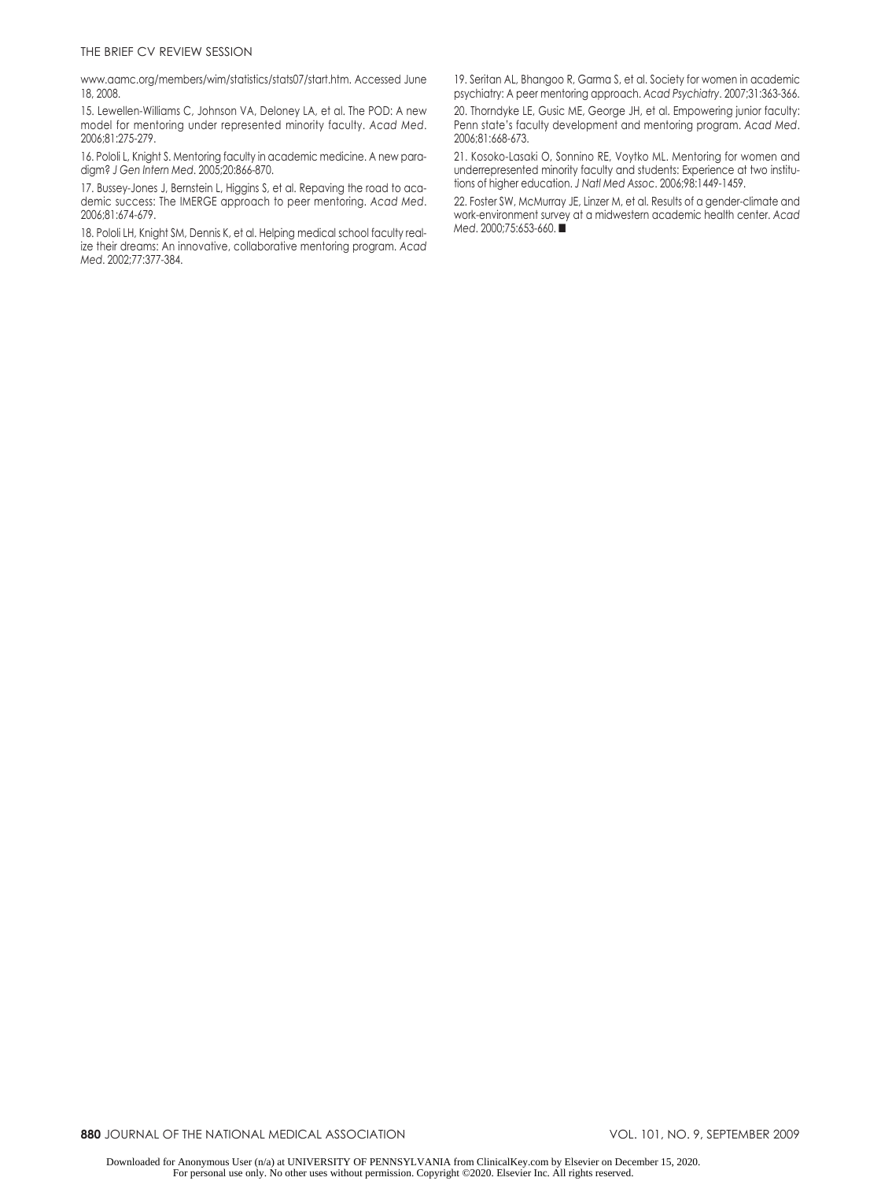www.aamc.org/members/wim/statistics/stats07/start.htm. Accessed June 18, 2008.

15. Lewellen-Williams C, Johnson VA, Deloney LA, et al. The POD: A new model for mentoring under represented minority faculty. *Acad Med*. 2006;81:275-279.

16. Pololi L, Knight S. Mentoring faculty in academic medicine. A new paradigm? *J Gen Intern Med*. 2005;20:866-870.

17. Bussey-Jones J, Bernstein L, Higgins S, et al. Repaving the road to academic success: The IMERGE approach to peer mentoring. *Acad Med*. 2006;81:674-679.

18. Pololi LH, Knight SM, Dennis K, et al. Helping medical school faculty realize their dreams: An innovative, collaborative mentoring program. *Acad Med*. 2002;77:377-384.

19. Seritan AL, Bhangoo R, Garma S, et al. Society for women in academic psychiatry: A peer mentoring approach. *Acad Psychiatry*. 2007;31:363-366.

20. Thorndyke LE, Gusic ME, George JH, et al. Empowering junior faculty: Penn state's faculty development and mentoring program. *Acad Med*. 2006;81:668-673.

21. Kosoko-Lasaki O, Sonnino RE, Voytko ML. Mentoring for women and underrepresented minority faculty and students: Experience at two institutions of higher education. *J Natl Med Assoc*. 2006;98:1449-1459.

22. Foster SW, McMurray JE, Linzer M, et al. Results of a gender-climate and work-environment survey at a midwestern academic health center. *Acad Med*. 2000;75:653-660. ■

Downloaded for Anonymous User (n/a) at UNIVERSITY OF PENNSYLVANIA from ClinicalKey.com by Elsevier on December 15, 2020. For personal use only. No other uses without permission. Copyright ©2020. Elsevier Inc. All rights reserved.